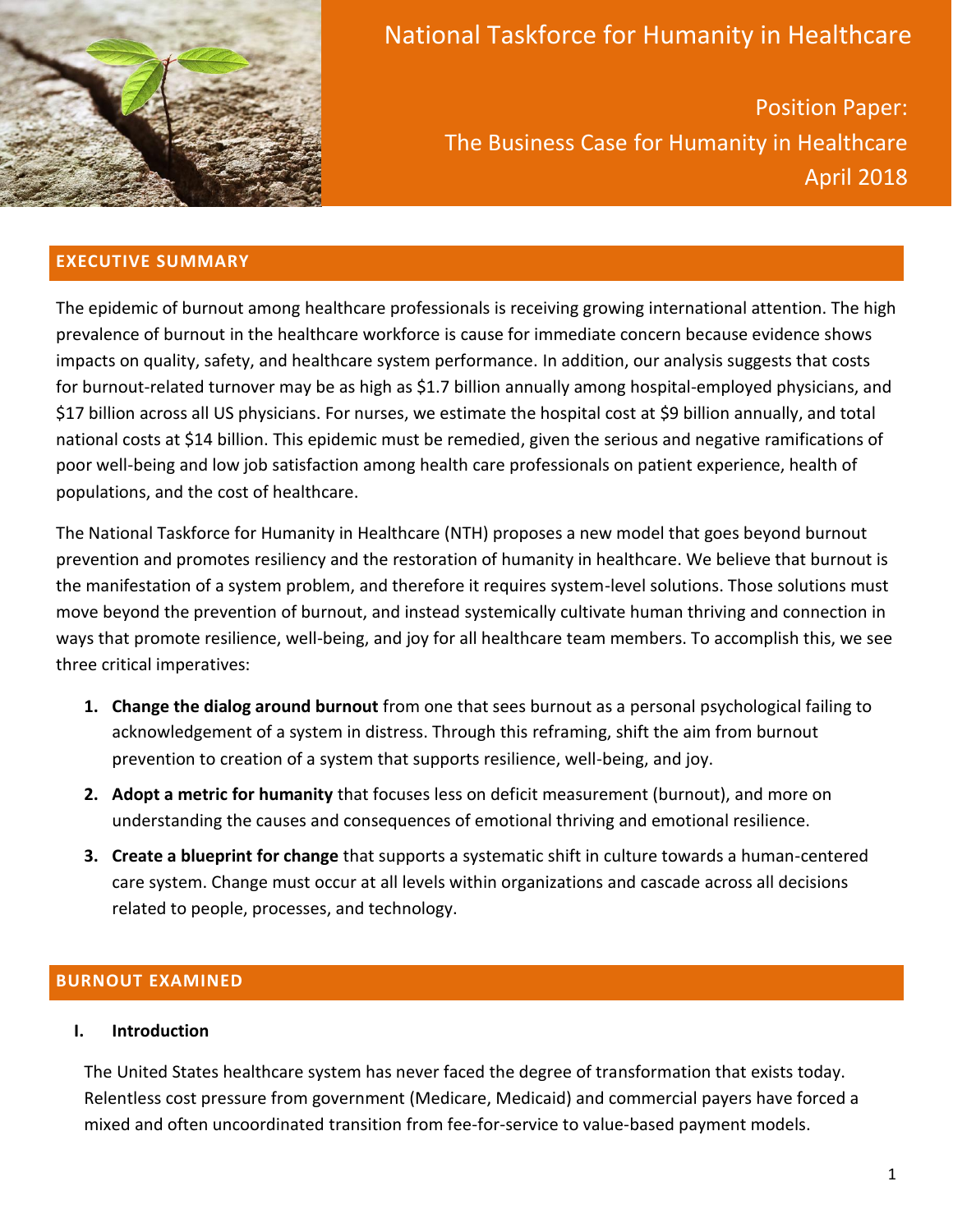# National Taskforce for Humanity in Healthcare

## Position Paper: The Business Case for Humanity in Healthcare

April 2018

## EXECUTIVE SUMMARY

The epidemic of burnout among healthcare professionals is receiving growing international attention. The high prevalence of burnout in the healthcare workforce is cause for immediate concern because evidence shows impacts on quality, safety, and healthcare system performance. In addition, our analysis suggests that costs for burnout-related turnover may be as high as $1.7 billion annually among hospital-employed physicians, and $17 billion across all US physicians. For nurses, we estimate the hospital cost at $9 billion annually, and total national costs at $14 billion. This epidemic must be remedied, given the serious and negative ramifications of poor well-being and low job satisfaction among health care professionals on patient experience, health of populations, and the cost of healthcare.

The National Taskforce for Humanity in Healthcare (NTH) proposes a new model that goes beyond burnout prevention and promotes resiliency and the restoration of humanity in healthcare. We believe that burnout is the manifestation of a system problem, and therefore it requires system-level solutions. Those solutions must move beyond the prevention of burnout, and instead systemically cultivate human thriving and connection in ways that promote resilience, well-being, and joy for all healthcare team members. To accomplish this, we see three critical imperatives:

1. **Change the dialog around burnout** from one that sees burnout as a personal psychological failing to acknowledgement of a system in distress. Through this reframing, shift the aim from burnout prevention to creation of a system that supports resilience, well-being, and joy.
2. **Adopt a metric for humanity** that focuses less on deficit measurement (burnout), and more on understanding the causes and consequences of emotional thriving and emotional resilience.
3. **Create a blueprint for change** that supports a systematic shift in culture towards a human-centered care system. Change must occur at all levels within organizations and cascade across all decisions related to people, processes, and technology.

## BURNOUT EXAMINED

### I. Introduction

The United States healthcare system has never faced the degree of transformation that exists today. Relentless cost pressure from government (Medicare, Medicaid) and commercial payers have forced a mixed and often uncoordinated transition from fee-for-service to value-based payment models.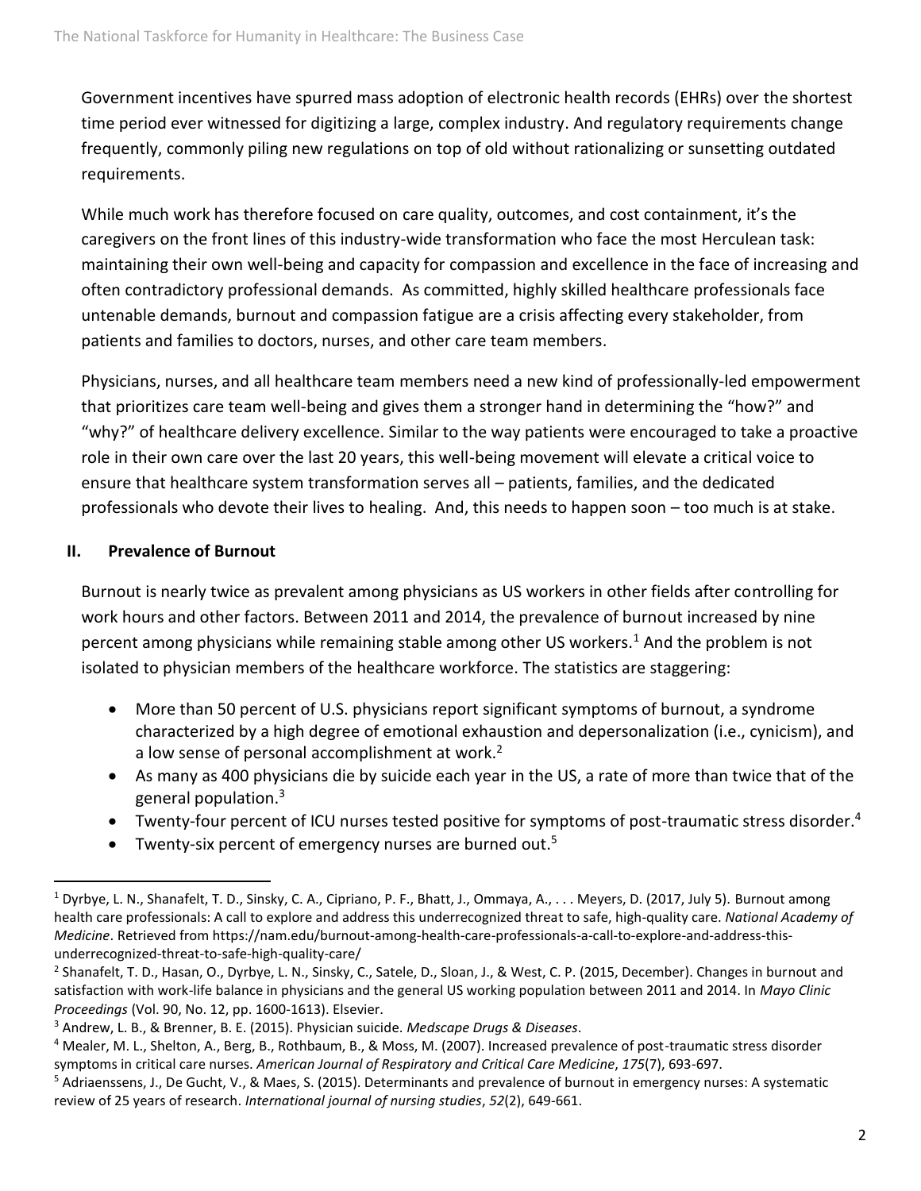Government incentives have spurred mass adoption of electronic health records (EHRs) over the shortest time period ever witnessed for digitizing a large, complex industry. And regulatory requirements change frequently, commonly piling new regulations on top of old without rationalizing or sunsetting outdated requirements.

While much work has therefore focused on care quality, outcomes, and cost containment, it's the caregivers on the front lines of this industry-wide transformation who face the most Herculean task: maintaining their own well-being and capacity for compassion and excellence in the face of increasing and often contradictory professional demands. As committed, highly skilled healthcare professionals face untenable demands, burnout and compassion fatigue are a crisis affecting every stakeholder, from patients and families to doctors, nurses, and other care team members.

Physicians, nurses, and all healthcare team members need a new kind of professionally-led empowerment that prioritizes care team well-being and gives them a stronger hand in determining the "how?" and "why?" of healthcare delivery excellence. Similar to the way patients were encouraged to take a proactive role in their own care over the last 20 years, this well-being movement will elevate a critical voice to ensure that healthcare system transformation serves all – patients, families, and the dedicated professionals who devote their lives to healing. And, this needs to happen soon – too much is at stake.

## II. Prevalence of Burnout

Burnout is nearly twice as prevalent among physicians as US workers in other fields after controlling for work hours and other factors. Between 2011 and 2014, the prevalence of burnout increased by nine percent among physicians while remaining stable among other US workers.[1] And the problem is not isolated to physician members of the healthcare workforce. The statistics are staggering:

- More than 50 percent of U.S. physicians report significant symptoms of burnout, a syndrome characterized by a high degree of emotional exhaustion and depersonalization (i.e., cynicism), and a low sense of personal accomplishment at work.[2]
- As many as 400 physicians die by suicide each year in the US, a rate of more than twice that of the general population.[3]
- Twenty-four percent of ICU nurses tested positive for symptoms of post-traumatic stress disorder.[4]
- Twenty-six percent of emergency nurses are burned out.[5]

---

[1] Dyrbye, L. N., Shanafelt, T. D., Sinsky, C. A., Cipriano, P. F., Bhatt, J., Ommaya, A., . . . Meyers, D. (2017, July 5). Burnout among health care professionals: A call to explore and address this underrecognized threat to safe, high-quality care. *National Academy of Medicine*. Retrieved from https://nam.edu/burnout-among-health-care-professionals-a-call-to-explore-and-address-this-underrecognized-threat-to-safe-high-quality-care/

[2] Shanafelt, T. D., Hasan, O., Dyrbye, L. N., Sinsky, C., Satele, D., Sloan, J., & West, C. P. (2015, December). Changes in burnout and satisfaction with work-life balance in physicians and the general US working population between 2011 and 2014. In *Mayo Clinic Proceedings* (Vol. 90, No. 12, pp. 1600-1613). Elsevier.

[3] Andrew, L. B., & Brenner, B. E. (2015). Physician suicide. *Medscape Drugs & Diseases*.

[4] Mealer, M. L., Shelton, A., Berg, B., Rothbaum, B., & Moss, M. (2007). Increased prevalence of post-traumatic stress disorder symptoms in critical care nurses. *American Journal of Respiratory and Critical Care Medicine*, *175*(7), 693-697.

[5] Adriaenssens, J., De Gucht, V., & Maes, S. (2015). Determinants and prevalence of burnout in emergency nurses: A systematic review of 25 years of research. *International journal of nursing studies*, *52*(2), 649-661.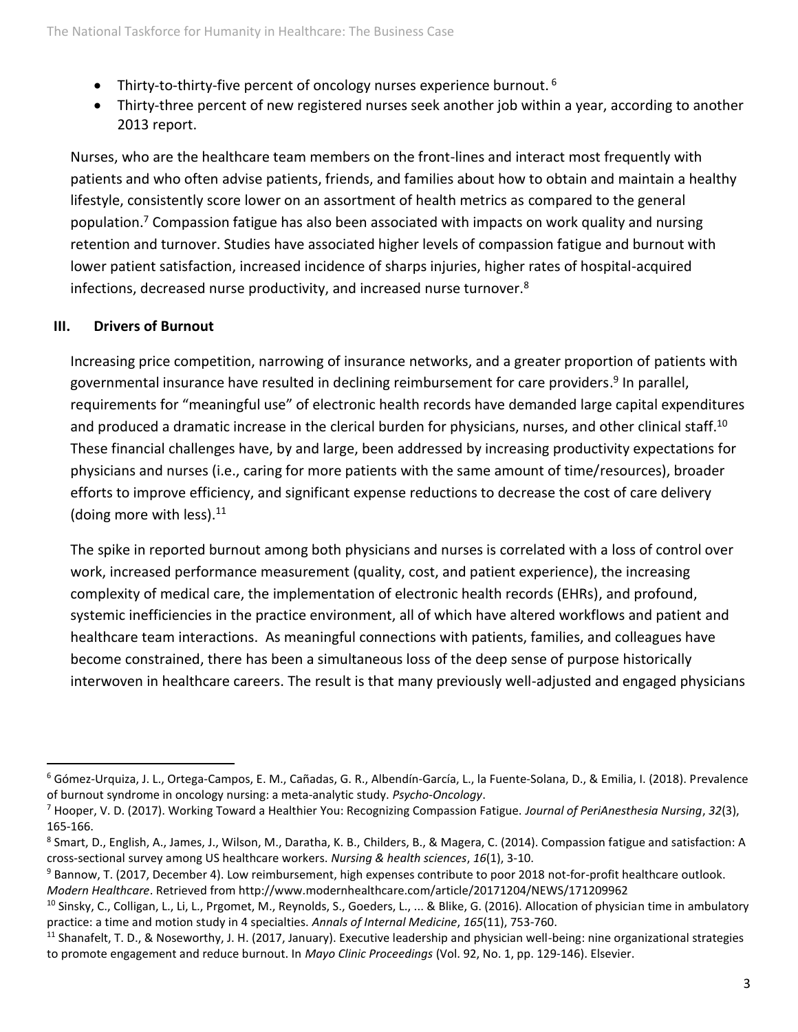- Thirty-to-thirty-five percent of oncology nurses experience burnout. [6]
- Thirty-three percent of new registered nurses seek another job within a year, according to another 2013 report.

Nurses, who are the healthcare team members on the front-lines and interact most frequently with patients and who often advise patients, friends, and families about how to obtain and maintain a healthy lifestyle, consistently score lower on an assortment of health metrics as compared to the general population.[7] Compassion fatigue has also been associated with impacts on work quality and nursing retention and turnover. Studies have associated higher levels of compassion fatigue and burnout with lower patient satisfaction, increased incidence of sharps injuries, higher rates of hospital-acquired infections, decreased nurse productivity, and increased nurse turnover.[8]

## III. Drivers of Burnout

Increasing price competition, narrowing of insurance networks, and a greater proportion of patients with governmental insurance have resulted in declining reimbursement for care providers.[9] In parallel, requirements for "meaningful use" of electronic health records have demanded large capital expenditures and produced a dramatic increase in the clerical burden for physicians, nurses, and other clinical staff.[10] These financial challenges have, by and large, been addressed by increasing productivity expectations for physicians and nurses (i.e., caring for more patients with the same amount of time/resources), broader efforts to improve efficiency, and significant expense reductions to decrease the cost of care delivery (doing more with less).[11]

The spike in reported burnout among both physicians and nurses is correlated with a loss of control over work, increased performance measurement (quality, cost, and patient experience), the increasing complexity of medical care, the implementation of electronic health records (EHRs), and profound, systemic inefficiencies in the practice environment, all of which have altered workflows and patient and healthcare team interactions. As meaningful connections with patients, families, and colleagues have become constrained, there has been a simultaneous loss of the deep sense of purpose historically interwoven in healthcare careers. The result is that many previously well-adjusted and engaged physicians

---

[6] Gómez-Urquiza, J. L., Ortega-Campos, E. M., Cañadas, G. R., Albendín-García, L., la Fuente-Solana, D., & Emilia, I. (2018). Prevalence of burnout syndrome in oncology nursing: a meta-analytic study. *Psycho-Oncology*.

[7] Hooper, V. D. (2017). Working Toward a Healthier You: Recognizing Compassion Fatigue. *Journal of PeriAnesthesia Nursing*, *32*(3), 165-166.

[8] Smart, D., English, A., James, J., Wilson, M., Daratha, K. B., Childers, B., & Magera, C. (2014). Compassion fatigue and satisfaction: A cross-sectional survey among US healthcare workers. *Nursing & health sciences*, *16*(1), 3-10.

[9] Bannow, T. (2017, December 4). Low reimbursement, high expenses contribute to poor 2018 not-for-profit healthcare outlook. *Modern Healthcare*. Retrieved from http://www.modernhealthcare.com/article/20171204/NEWS/171209962

[10] Sinsky, C., Colligan, L., Li, L., Prgomet, M., Reynolds, S., Goeders, L., ... & Blike, G. (2016). Allocation of physician time in ambulatory practice: a time and motion study in 4 specialties. *Annals of Internal Medicine*, *165*(11), 753-760.

[11] Shanafelt, T. D., & Noseworthy, J. H. (2017, January). Executive leadership and physician well-being: nine organizational strategies to promote engagement and reduce burnout. In *Mayo Clinic Proceedings* (Vol. 92, No. 1, pp. 129-146). Elsevier.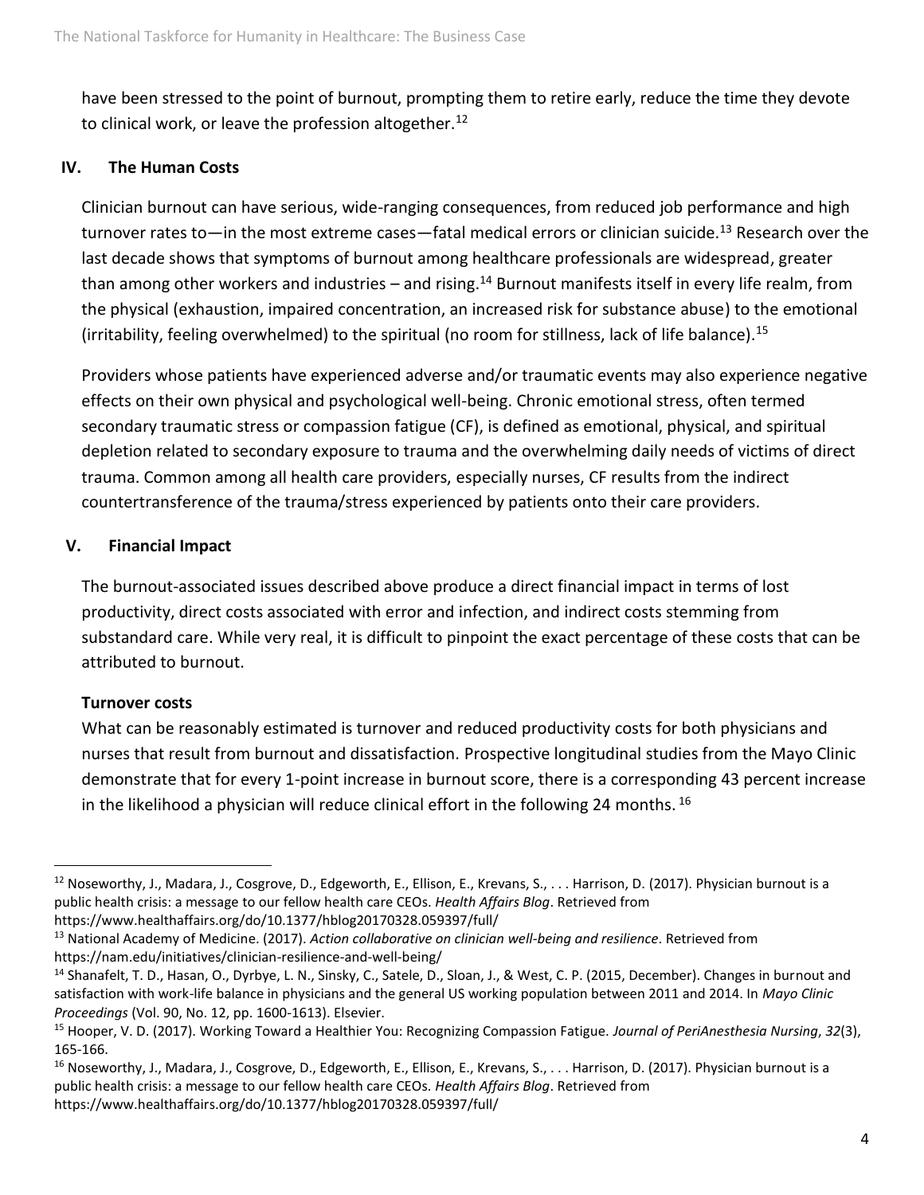have been stressed to the point of burnout, prompting them to retire early, reduce the time they devote to clinical work, or leave the profession altogether.[12]

## IV. The Human Costs

Clinician burnout can have serious, wide-ranging consequences, from reduced job performance and high turnover rates to—in the most extreme cases—fatal medical errors or clinician suicide.[13] Research over the last decade shows that symptoms of burnout among healthcare professionals are widespread, greater than among other workers and industries – and rising.[14] Burnout manifests itself in every life realm, from the physical (exhaustion, impaired concentration, an increased risk for substance abuse) to the emotional (irritability, feeling overwhelmed) to the spiritual (no room for stillness, lack of life balance).[15]

Providers whose patients have experienced adverse and/or traumatic events may also experience negative effects on their own physical and psychological well-being. Chronic emotional stress, often termed secondary traumatic stress or compassion fatigue (CF), is defined as emotional, physical, and spiritual depletion related to secondary exposure to trauma and the overwhelming daily needs of victims of direct trauma. Common among all health care providers, especially nurses, CF results from the indirect countertransference of the trauma/stress experienced by patients onto their care providers.

## V. Financial Impact

The burnout-associated issues described above produce a direct financial impact in terms of lost productivity, direct costs associated with error and infection, and indirect costs stemming from substandard care. While very real, it is difficult to pinpoint the exact percentage of these costs that can be attributed to burnout.

### Turnover costs

What can be reasonably estimated is turnover and reduced productivity costs for both physicians and nurses that result from burnout and dissatisfaction. Prospective longitudinal studies from the Mayo Clinic demonstrate that for every 1-point increase in burnout score, there is a corresponding 43 percent increase in the likelihood a physician will reduce clinical effort in the following 24 months.[16]

---

[12] Noseworthy, J., Madara, J., Cosgrove, D., Edgeworth, E., Ellison, E., Krevans, S., . . . Harrison, D. (2017). Physician burnout is a public health crisis: a message to our fellow health care CEOs. *Health Affairs Blog*. Retrieved from https://www.healthaffairs.org/do/10.1377/hblog20170328.059397/full/

[13] National Academy of Medicine. (2017). *Action collaborative on clinician well-being and resilience*. Retrieved from https://nam.edu/initiatives/clinician-resilience-and-well-being/

[14] Shanafelt, T. D., Hasan, O., Dyrbye, L. N., Sinsky, C., Satele, D., Sloan, J., & West, C. P. (2015, December). Changes in burnout and satisfaction with work-life balance in physicians and the general US working population between 2011 and 2014. In *Mayo Clinic Proceedings* (Vol. 90, No. 12, pp. 1600-1613). Elsevier.

[15] Hooper, V. D. (2017). Working Toward a Healthier You: Recognizing Compassion Fatigue. *Journal of PeriAnesthesia Nursing*, *32*(3), 165-166.

[16] Noseworthy, J., Madara, J., Cosgrove, D., Edgeworth, E., Ellison, E., Krevans, S., . . . Harrison, D. (2017). Physician burnout is a public health crisis: a message to our fellow health care CEOs. *Health Affairs Blog*. Retrieved from https://www.healthaffairs.org/do/10.1377/hblog20170328.059397/full/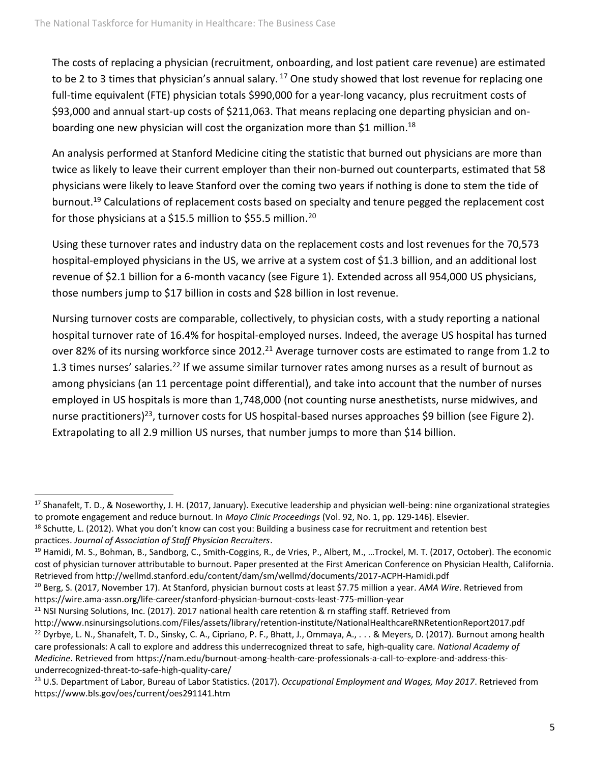The costs of replacing a physician (recruitment, onboarding, and lost patient care revenue) are estimated to be 2 to 3 times that physician's annual salary.[17] One study showed that lost revenue for replacing one full-time equivalent (FTE) physician totals $990,000 for a year-long vacancy, plus recruitment costs of $93,000 and annual start-up costs of $211,063. That means replacing one departing physician and on-boarding one new physician will cost the organization more than $1 million.[18]

An analysis performed at Stanford Medicine citing the statistic that burned out physicians are more than twice as likely to leave their current employer than their non-burned out counterparts, estimated that 58 physicians were likely to leave Stanford over the coming two years if nothing is done to stem the tide of burnout.[19] Calculations of replacement costs based on specialty and tenure pegged the replacement cost for those physicians at a $15.5 million to $55.5 million.[20]

Using these turnover rates and industry data on the replacement costs and lost revenues for the 70,573 hospital-employed physicians in the US, we arrive at a system cost of $1.3 billion, and an additional lost revenue of $2.1 billion for a 6-month vacancy (see Figure 1). Extended across all 954,000 US physicians, those numbers jump to $17 billion in costs and $28 billion in lost revenue.

Nursing turnover costs are comparable, collectively, to physician costs, with a study reporting a national hospital turnover rate of 16.4% for hospital-employed nurses. Indeed, the average US hospital has turned over 82% of its nursing workforce since 2012.[21] Average turnover costs are estimated to range from 1.2 to 1.3 times nurses' salaries.[22] If we assume similar turnover rates among nurses as a result of burnout as among physicians (an 11 percentage point differential), and take into account that the number of nurses employed in US hospitals is more than 1,748,000 (not counting nurse anesthetists, nurse midwives, and nurse practitioners)[23], turnover costs for US hospital-based nurses approaches $9 billion (see Figure 2). Extrapolating to all 2.9 million US nurses, that number jumps to more than $14 billion.

---

[17] Shanafelt, T. D., & Noseworthy, J. H. (2017, January). Executive leadership and physician well-being: nine organizational strategies to promote engagement and reduce burnout. In *Mayo Clinic Proceedings* (Vol. 92, No. 1, pp. 129-146). Elsevier.

[18] Schutte, L. (2012). What you don't know can cost you: Building a business case for recruitment and retention best practices. *Journal of Association of Staff Physician Recruiters*.

[19] Hamidi, M. S., Bohman, B., Sandborg, C., Smith-Coggins, R., de Vries, P., Albert, M., …Trockel, M. T. (2017, October). The economic cost of physician turnover attributable to burnout. Paper presented at the First American Conference on Physician Health, California. Retrieved from http://wellmd.stanford.edu/content/dam/sm/wellmd/documents/2017-ACPH-Hamidi.pdf

[20] Berg, S. (2017, November 17). At Stanford, physician burnout costs at least $7.75 million a year. *AMA Wire*. Retrieved from https://wire.ama-assn.org/life-career/stanford-physician-burnout-costs-least-775-million-year

[21] NSI Nursing Solutions, Inc. (2017). 2017 national health care retention & rn staffing staff. Retrieved from http://www.nsinursingsolutions.com/Files/assets/library/retention-institute/NationalHealthcareRNRetentionReport2017.pdf

[22] Dyrbye, L. N., Shanafelt, T. D., Sinsky, C. A., Cipriano, P. F., Bhatt, J., Ommaya, A., . . . & Meyers, D. (2017). Burnout among health care professionals: A call to explore and address this underrecognized threat to safe, high-quality care. *National Academy of Medicine*. Retrieved from https://nam.edu/burnout-among-health-care-professionals-a-call-to-explore-and-address-this-underrecognized-threat-to-safe-high-quality-care/

[23] U.S. Department of Labor, Bureau of Labor Statistics. (2017). *Occupational Employment and Wages, May 2017*. Retrieved from https://www.bls.gov/oes/current/oes291141.htm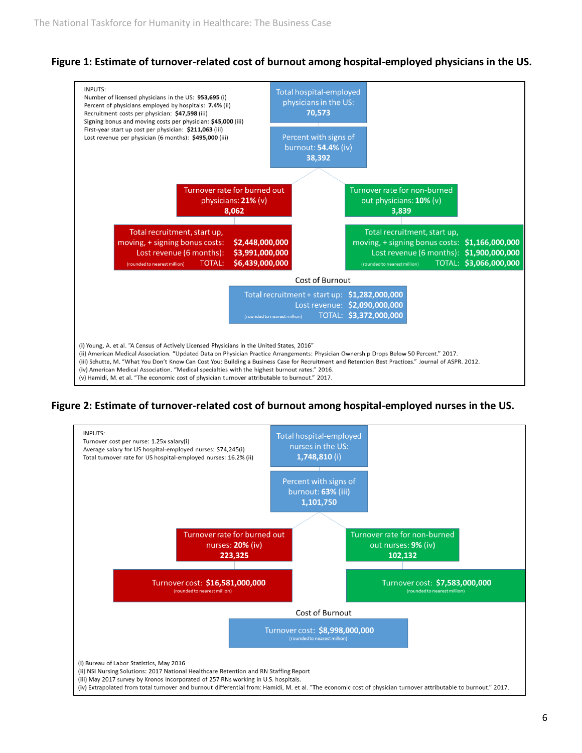**Figure 1: Estimate of turnover-related cost of burnout among hospital-employed physicians in the US.**

INPUTS:
Number of licensed physicians in the US: **953,695** (i)
Percent of physicians employed by hospitals: **7.4%** (ii)
Recruitment costs per physician: **$47,598** (iii)
Signing bonus and moving costs per physician: **$45,000** (iii)
First-year start up cost per physician: **$211,063** (iii)
Lost revenue per physician (6 months): **$495,000** (iii)

Total hospital-employed physicians in the US: **70,573**

Percent with signs of burnout: **54.4%** (iv)
**38,392**

Turnover rate for burned out physicians: **21%** (v)
**8,062**

Turnover rate for non-burned out physicians: **10%** (v)
**3,839**

| Burned out physicians | |
|---|---|
| Total recruitment, start up, moving, + signing bonus costs: | **$2,448,000,000** |
| Lost revenue (6 months): | **$3,991,000,000** |
| TOTAL: | **$6,439,000,000** |

(rounded to nearest million)

| Non-burned out physicians | |
|---|---|
| Total recruitment, start up, moving, + signing bonus costs: | **$1,166,000,000** |
| Lost revenue (6 months): | **$1,900,000,000** |
| TOTAL: | **$3,066,000,000** |

(rounded to nearest million)

Cost of Burnout

| | |
|---|---|
| Total recruitment + start up: | **$1,282,000,000** |
| Lost revenue: | **$2,090,000,000** |
| TOTAL: | **$3,372,000,000** |

(rounded to nearest million)

(i) Young, A. et al. "A Census of Actively Licensed Physicians in the United States, 2016"
(ii) American Medical Association. "Updated Data on Physician Practice Arrangements: Physician Ownership Drops Below 50 Percent." 2017.
(iii) Schutte, M. "What You Don't Know Can Cost You: Building a Business Case for Recruitment and Retention Best Practices." Journal of ASPR. 2012.
(iv) American Medical Association. "Medical specialties with the highest burnout rates." 2016.
(v) Hamidi, M. et al. "The economic cost of physician turnover attributable to burnout." 2017.

**Figure 2: Estimate of turnover-related cost of burnout among hospital-employed nurses in the US.**

INPUTS:
Turnover cost per nurse: 1.25x salary(i)
Average salary for US hospital-employed nurses: $74,245(i)
Total turnover rate for US hospital-employed nurses: 16.2% (ii)

Total hospital-employed nurses in the US: **1,748,810** (i)

Percent with signs of burnout: **63%** (iii)
**1,101,750**

Turnover rate for burned out nurses: **20%** (iv)
**223,325**

Turnover rate for non-burned out nurses: **9%** (iv)
**102,132**

Turnover cost (burned out nurses): **$16,581,000,000** (rounded to nearest million)

Turnover cost (non-burned out nurses): **$7,583,000,000** (rounded to nearest million)

Cost of Burnout

Turnover cost: **$8,998,000,000** (rounded to nearest million)

(i) Bureau of Labor Statistics, May 2016
(ii) NSI Nursing Solutions: 2017 National Healthcare Retention and RN Staffing Report
(iii) May 2017 survey by Kronos Incorporated of 257 RNs working in U.S. hospitals.
(iv) Extrapolated from total turnover and burnout differential from: Hamidi, M. et al. "The economic cost of physician turnover attributable to burnout." 2017.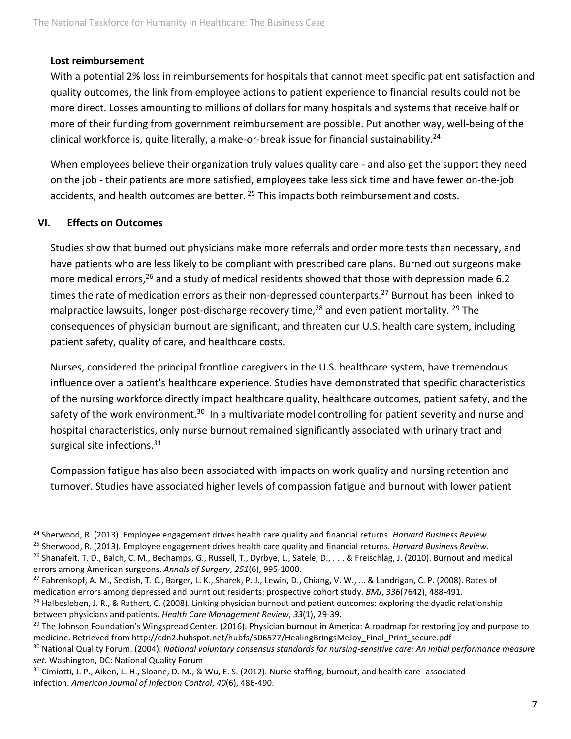**Lost reimbursement**

With a potential 2% loss in reimbursements for hospitals that cannot meet specific patient satisfaction and quality outcomes, the link from employee actions to patient experience to financial results could not be more direct. Losses amounting to millions of dollars for many hospitals and systems that receive half or more of their funding from government reimbursement are possible. Put another way, well-being of the clinical workforce is, quite literally, a make-or-break issue for financial sustainability.[24]

When employees believe their organization truly values quality care - and also get the support they need on the job - their patients are more satisfied, employees take less sick time and have fewer on-the-job accidents, and health outcomes are better. [25] This impacts both reimbursement and costs.

## VI. Effects on Outcomes

Studies show that burned out physicians make more referrals and order more tests than necessary, and have patients who are less likely to be compliant with prescribed care plans. Burned out surgeons make more medical errors,[26] and a study of medical residents showed that those with depression made 6.2 times the rate of medication errors as their non-depressed counterparts.[27] Burnout has been linked to malpractice lawsuits, longer post-discharge recovery time,[28] and even patient mortality. [29] The consequences of physician burnout are significant, and threaten our U.S. health care system, including patient safety, quality of care, and healthcare costs.

Nurses, considered the principal frontline caregivers in the U.S. healthcare system, have tremendous influence over a patient's healthcare experience. Studies have demonstrated that specific characteristics of the nursing workforce directly impact healthcare quality, healthcare outcomes, patient safety, and the safety of the work environment.[30] In a multivariate model controlling for patient severity and nurse and hospital characteristics, only nurse burnout remained significantly associated with urinary tract and surgical site infections.[31]

Compassion fatigue has also been associated with impacts on work quality and nursing retention and turnover. Studies have associated higher levels of compassion fatigue and burnout with lower patient

---

[24] Sherwood, R. (2013). Employee engagement drives health care quality and financial returns. *Harvard Business Review*.

[25] Sherwood, R. (2013). Employee engagement drives health care quality and financial returns. *Harvard Business Review*.

[26] Shanafelt, T. D., Balch, C. M., Bechamps, G., Russell, T., Dyrbye, L., Satele, D., . . . & Freischlag, J. (2010). Burnout and medical errors among American surgeons. *Annals of Surgery*, *251*(6), 995-1000.

[27] Fahrenkopf, A. M., Sectish, T. C., Barger, L. K., Sharek, P. J., Lewin, D., Chiang, V. W., ... & Landrigan, C. P. (2008). Rates of medication errors among depressed and burnt out residents: prospective cohort study. *BMJ*, *336*(7642), 488-491.

[28] Halbesleben, J. R., & Rathert, C. (2008). Linking physician burnout and patient outcomes: exploring the dyadic relationship between physicians and patients. *Health Care Management Review*, *33*(1), 29-39.

[29] The Johnson Foundation's Wingspread Center. (2016). Physician burnout in America: A roadmap for restoring joy and purpose to medicine. Retrieved from http://cdn2.hubspot.net/hubfs/506577/HealingBringsMeJoy_Final_Print_secure.pdf

[30] National Quality Forum. (2004). *National voluntary consensus standards for nursing-sensitive care: An initial performance measure set.* Washington, DC: National Quality Forum

[31] Cimiotti, J. P., Aiken, L. H., Sloane, D. M., & Wu, E. S. (2012). Nurse staffing, burnout, and health care–associated infection. *American Journal of Infection Control*, *40*(6), 486-490.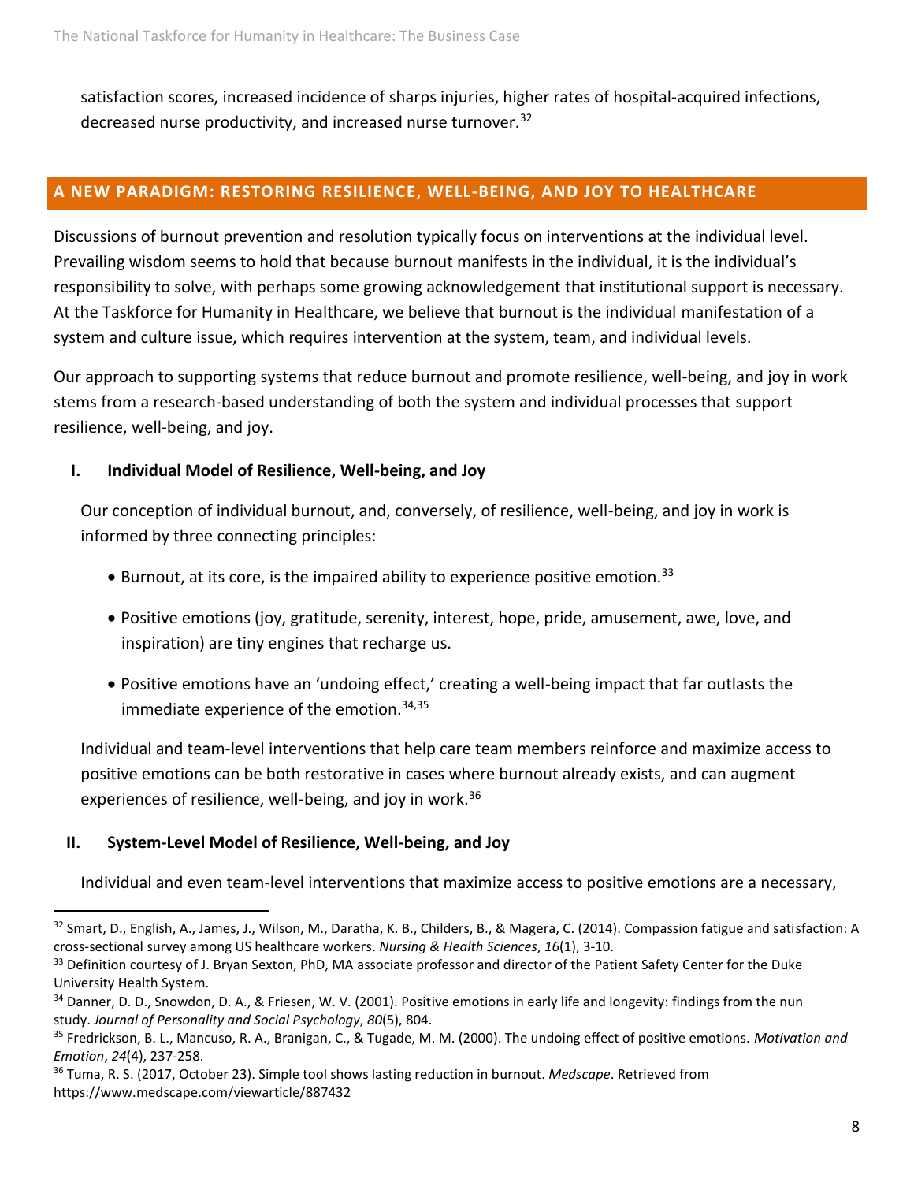satisfaction scores, increased incidence of sharps injuries, higher rates of hospital-acquired infections, decreased nurse productivity, and increased nurse turnover.[32]

## A NEW PARADIGM: RESTORING RESILIENCE, WELL-BEING, AND JOY TO HEALTHCARE

Discussions of burnout prevention and resolution typically focus on interventions at the individual level. Prevailing wisdom seems to hold that because burnout manifests in the individual, it is the individual's responsibility to solve, with perhaps some growing acknowledgement that institutional support is necessary. At the Taskforce for Humanity in Healthcare, we believe that burnout is the individual manifestation of a system and culture issue, which requires intervention at the system, team, and individual levels.

Our approach to supporting systems that reduce burnout and promote resilience, well-being, and joy in work stems from a research-based understanding of both the system and individual processes that support resilience, well-being, and joy.

### I. Individual Model of Resilience, Well-being, and Joy

Our conception of individual burnout, and, conversely, of resilience, well-being, and joy in work is informed by three connecting principles:

- Burnout, at its core, is the impaired ability to experience positive emotion.[33]
- Positive emotions (joy, gratitude, serenity, interest, hope, pride, amusement, awe, love, and inspiration) are tiny engines that recharge us.
- Positive emotions have an 'undoing effect,' creating a well-being impact that far outlasts the immediate experience of the emotion.[34,35]

Individual and team-level interventions that help care team members reinforce and maximize access to positive emotions can be both restorative in cases where burnout already exists, and can augment experiences of resilience, well-being, and joy in work.[36]

### II. System-Level Model of Resilience, Well-being, and Joy

Individual and even team-level interventions that maximize access to positive emotions are a necessary,

---

[32] Smart, D., English, A., James, J., Wilson, M., Daratha, K. B., Childers, B., & Magera, C. (2014). Compassion fatigue and satisfaction: A cross-sectional survey among US healthcare workers. *Nursing & Health Sciences*, *16*(1), 3-10.

[33] Definition courtesy of J. Bryan Sexton, PhD, MA associate professor and director of the Patient Safety Center for the Duke University Health System.

[34] Danner, D. D., Snowdon, D. A., & Friesen, W. V. (2001). Positive emotions in early life and longevity: findings from the nun study. *Journal of Personality and Social Psychology*, *80*(5), 804.

[35] Fredrickson, B. L., Mancuso, R. A., Branigan, C., & Tugade, M. M. (2000). The undoing effect of positive emotions. *Motivation and Emotion*, *24*(4), 237-258.

[36] Tuma, R. S. (2017, October 23). Simple tool shows lasting reduction in burnout. *Medscape*. Retrieved from https://www.medscape.com/viewarticle/887432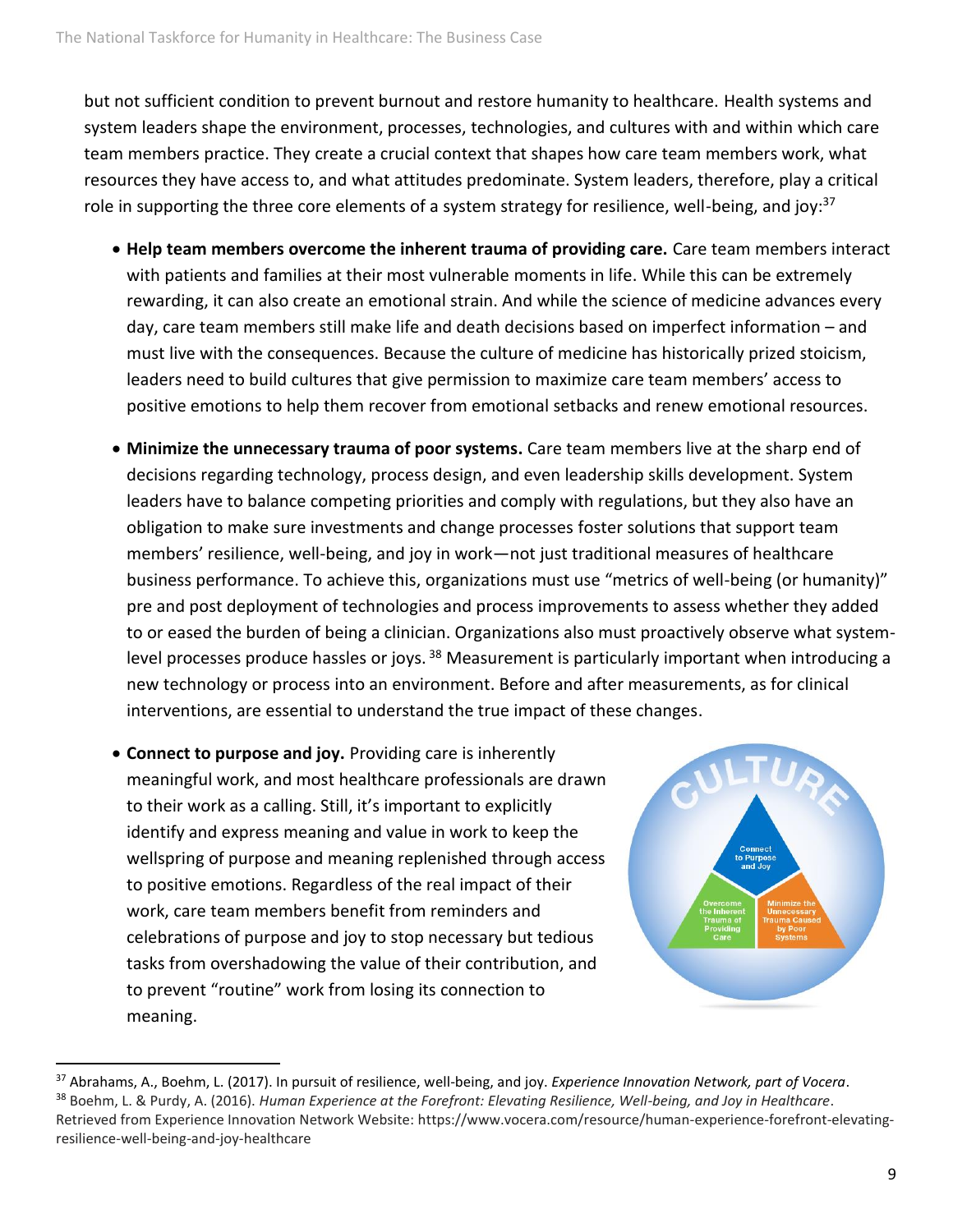but not sufficient condition to prevent burnout and restore humanity to healthcare. Health systems and system leaders shape the environment, processes, technologies, and cultures with and within which care team members practice. They create a crucial context that shapes how care team members work, what resources they have access to, and what attitudes predominate. System leaders, therefore, play a critical role in supporting the three core elements of a system strategy for resilience, well-being, and joy:[37]

- **Help team members overcome the inherent trauma of providing care.** Care team members interact with patients and families at their most vulnerable moments in life. While this can be extremely rewarding, it can also create an emotional strain. And while the science of medicine advances every day, care team members still make life and death decisions based on imperfect information – and must live with the consequences. Because the culture of medicine has historically prized stoicism, leaders need to build cultures that give permission to maximize care team members' access to positive emotions to help them recover from emotional setbacks and renew emotional resources.

- **Minimize the unnecessary trauma of poor systems.** Care team members live at the sharp end of decisions regarding technology, process design, and even leadership skills development. System leaders have to balance competing priorities and comply with regulations, but they also have an obligation to make sure investments and change processes foster solutions that support team members' resilience, well-being, and joy in work—not just traditional measures of healthcare business performance. To achieve this, organizations must use "metrics of well-being (or humanity)" pre and post deployment of technologies and process improvements to assess whether they added to or eased the burden of being a clinician. Organizations also must proactively observe what system-level processes produce hassles or joys. [38] Measurement is particularly important when introducing a new technology or process into an environment. Before and after measurements, as for clinical interventions, are essential to understand the true impact of these changes.

- **Connect to purpose and joy.** Providing care is inherently meaningful work, and most healthcare professionals are drawn to their work as a calling. Still, it's important to explicitly identify and express meaning and value in work to keep the wellspring of purpose and meaning replenished through access to positive emotions. Regardless of the real impact of their work, care team members benefit from reminders and celebrations of purpose and joy to stop necessary but tedious tasks from overshadowing the value of their contribution, and to prevent "routine" work from losing its connection to meaning.

---

[37] Abrahams, A., Boehm, L. (2017). In pursuit of resilience, well-being, and joy. *Experience Innovation Network, part of Vocera*.

[38] Boehm, L. & Purdy, A. (2016). *Human Experience at the Forefront: Elevating Resilience, Well-being, and Joy in Healthcare*. Retrieved from Experience Innovation Network Website: https://www.vocera.com/resource/human-experience-forefront-elevating-resilience-well-being-and-joy-healthcare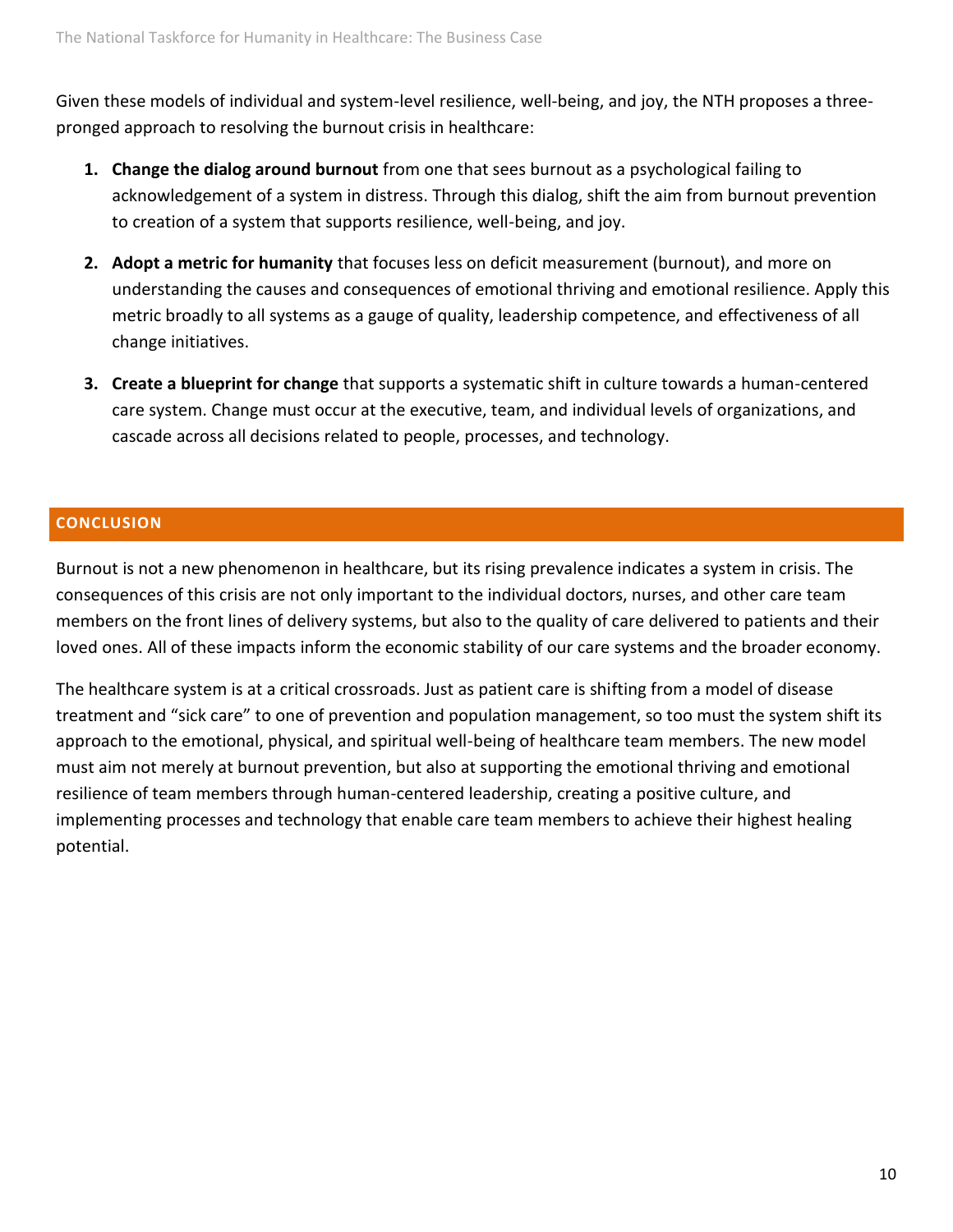Given these models of individual and system-level resilience, well-being, and joy, the NTH proposes a three-pronged approach to resolving the burnout crisis in healthcare:

1. **Change the dialog around burnout** from one that sees burnout as a psychological failing to acknowledgement of a system in distress. Through this dialog, shift the aim from burnout prevention to creation of a system that supports resilience, well-being, and joy.
2. **Adopt a metric for humanity** that focuses less on deficit measurement (burnout), and more on understanding the causes and consequences of emotional thriving and emotional resilience. Apply this metric broadly to all systems as a gauge of quality, leadership competence, and effectiveness of all change initiatives.
3. **Create a blueprint for change** that supports a systematic shift in culture towards a human-centered care system. Change must occur at the executive, team, and individual levels of organizations, and cascade across all decisions related to people, processes, and technology.

## CONCLUSION

Burnout is not a new phenomenon in healthcare, but its rising prevalence indicates a system in crisis. The consequences of this crisis are not only important to the individual doctors, nurses, and other care team members on the front lines of delivery systems, but also to the quality of care delivered to patients and their loved ones. All of these impacts inform the economic stability of our care systems and the broader economy.

The healthcare system is at a critical crossroads. Just as patient care is shifting from a model of disease treatment and "sick care" to one of prevention and population management, so too must the system shift its approach to the emotional, physical, and spiritual well-being of healthcare team members. The new model must aim not merely at burnout prevention, but also at supporting the emotional thriving and emotional resilience of team members through human-centered leadership, creating a positive culture, and implementing processes and technology that enable care team members to achieve their highest healing potential.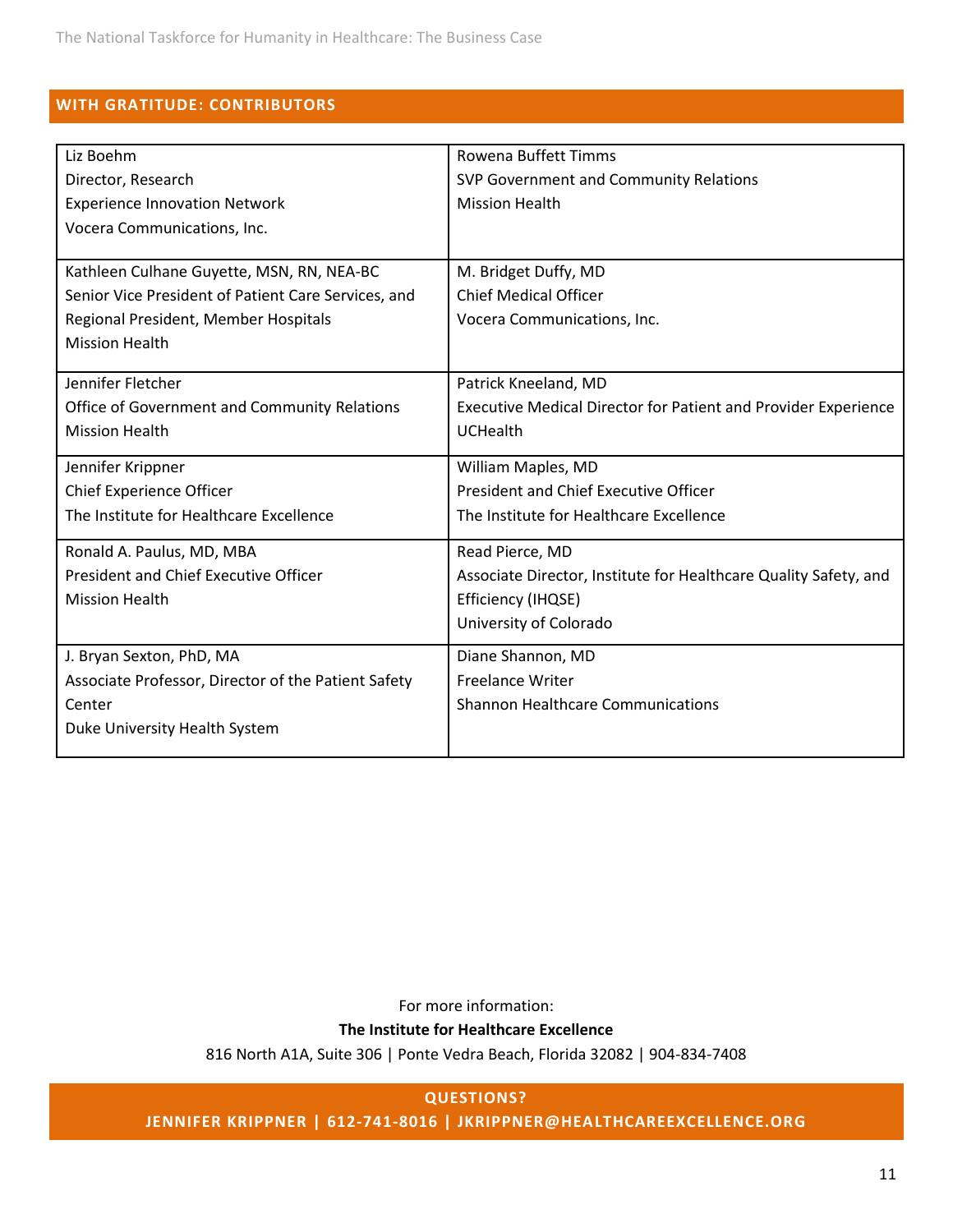## WITH GRATITUDE: CONTRIBUTORS

| | |
|---|---|
| Liz Boehm<br>Director, Research<br>Experience Innovation Network<br>Vocera Communications, Inc. | Rowena Buffett Timms<br>SVP Government and Community Relations<br>Mission Health |
| Kathleen Culhane Guyette, MSN, RN, NEA-BC<br>Senior Vice President of Patient Care Services, and Regional President, Member Hospitals<br>Mission Health | M. Bridget Duffy, MD<br>Chief Medical Officer<br>Vocera Communications, Inc. |
| Jennifer Fletcher<br>Office of Government and Community Relations<br>Mission Health | Patrick Kneeland, MD<br>Executive Medical Director for Patient and Provider Experience<br>UCHealth |
| Jennifer Krippner<br>Chief Experience Officer<br>The Institute for Healthcare Excellence | William Maples, MD<br>President and Chief Executive Officer<br>The Institute for Healthcare Excellence |
| Ronald A. Paulus, MD, MBA<br>President and Chief Executive Officer<br>Mission Health | Read Pierce, MD<br>Associate Director, Institute for Healthcare Quality Safety, and Efficiency (IHQSE)<br>University of Colorado |
| J. Bryan Sexton, PhD, MA<br>Associate Professor, Director of the Patient Safety Center<br>Duke University Health System | Diane Shannon, MD<br>Freelance Writer<br>Shannon Healthcare Communications |

For more information:

**The Institute for Healthcare Excellence**

816 North A1A, Suite 306 | Ponte Vedra Beach, Florida 32082 | 904-834-7408

**QUESTIONS?**

**JENNIFER KRIPPNER | 612-741-8016 | JKRIPPNER@HEALTHCAREEXCELLENCE.ORG**